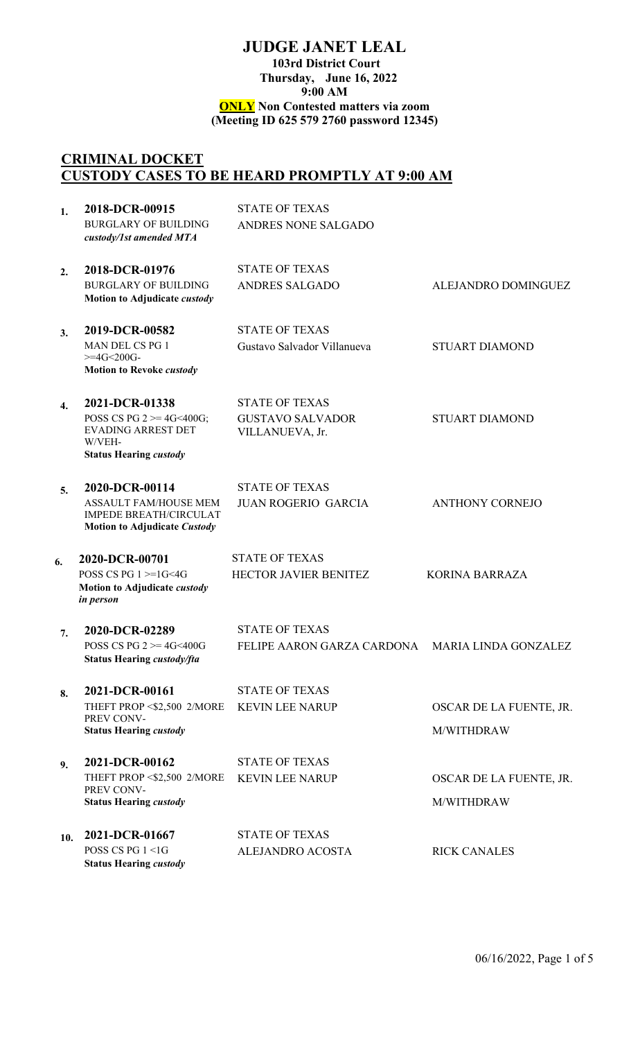# JUDGE JANET LEAL

**103rd District Court**
**Thursday, June 16, 2022**
**9:00 AM**
**ONLY Non Contested matters via zoom**
**(Meeting ID 625 579 2760 password 12345)**

## CRIMINAL DOCKET
## CUSTODY CASES TO BE HEARD PROMPTLY AT 9:00 AM

| # | Case | Parties | Attorney |
|---|---|---|---|
| 1. | **2018-DCR-00915**<br>BURGLARY OF BUILDING<br>***custody/1st amended MTA*** | STATE OF TEXAS<br>ANDRES NONE SALGADO | |
| 2. | **2018-DCR-01976**<br>BURGLARY OF BUILDING<br>**Motion to Adjudicate *custody*** | STATE OF TEXAS<br>ANDRES SALGADO | ALEJANDRO DOMINGUEZ |
| 3. | **2019-DCR-00582**<br>MAN DEL CS PG 1 >=4G<200G-<br>**Motion to Revoke *custody*** | STATE OF TEXAS<br>Gustavo Salvador Villanueva | STUART DIAMOND |
| 4. | **2021-DCR-01338**<br>POSS CS PG 2 >= 4G<400G; EVADING ARREST DET W/VEH-<br>**Status Hearing *custody*** | STATE OF TEXAS<br>GUSTAVO SALVADOR VILLANUEVA, Jr. | STUART DIAMOND |
| 5. | **2020-DCR-00114**<br>ASSAULT FAM/HOUSE MEM IMPEDE BREATH/CIRCULAT<br>**Motion to Adjudicate *Custody*** | STATE OF TEXAS<br>JUAN ROGERIO GARCIA | ANTHONY CORNEJO |
| 6. | **2020-DCR-00701**<br>POSS CS PG 1 >=1G<4G<br>**Motion to Adjudicate *custody***<br>***in person*** | STATE OF TEXAS<br>HECTOR JAVIER BENITEZ | KORINA BARRAZA |
| 7. | **2020-DCR-02289**<br>POSS CS PG 2 >= 4G<400G<br>**Status Hearing *custody/fta*** | STATE OF TEXAS<br>FELIPE AARON GARZA CARDONA | MARIA LINDA GONZALEZ |
| 8. | **2021-DCR-00161**<br>THEFT PROP <$2,500 2/MORE PREV CONV-<br>**Status Hearing *custody*** | STATE OF TEXAS<br>KEVIN LEE NARUP | OSCAR DE LA FUENTE, JR.<br>M/WITHDRAW |
| 9. | **2021-DCR-00162**<br>THEFT PROP <$2,500 2/MORE PREV CONV-<br>**Status Hearing *custody*** | STATE OF TEXAS<br>KEVIN LEE NARUP | OSCAR DE LA FUENTE, JR.<br>M/WITHDRAW |
| 10. | **2021-DCR-01667**<br>POSS CS PG 1 <1G<br>**Status Hearing *custody*** | STATE OF TEXAS<br>ALEJANDRO ACOSTA | RICK CANALES |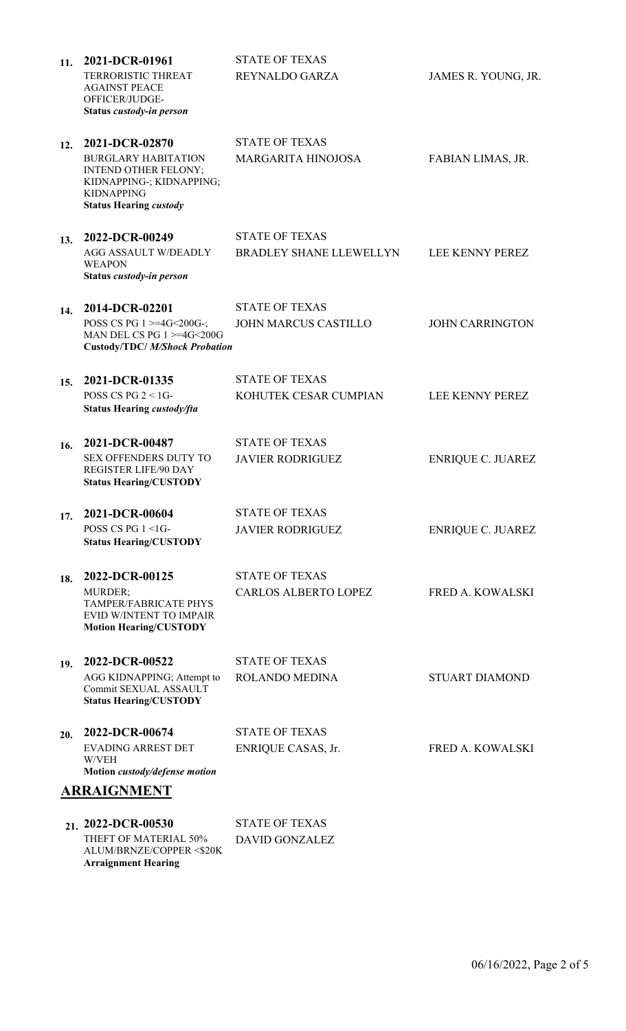| | | | |
|---|---|---|---|
| 11. | **2021-DCR-01961**<br>TERRORISTIC THREAT AGAINST PEACE OFFICER/JUDGE-<br>**Status *custody-in person*** | STATE OF TEXAS<br>REYNALDO GARZA | JAMES R. YOUNG, JR. |
| 12. | **2021-DCR-02870**<br>BURGLARY HABITATION INTEND OTHER FELONY; KIDNAPPING-; KIDNAPPING; KIDNAPPING<br>**Status Hearing *custody*** | STATE OF TEXAS<br>MARGARITA HINOJOSA | FABIAN LIMAS, JR. |
| 13. | **2022-DCR-00249**<br>AGG ASSAULT W/DEADLY WEAPON<br>**Status *custody-in person*** | STATE OF TEXAS<br>BRADLEY SHANE LLEWELLYN | LEE KENNY PEREZ |
| 14. | **2014-DCR-02201**<br>POSS CS PG 1 >=4G<200G-; MAN DEL CS PG 1 >=4G<200G<br>**Custody/TDC/ *M/Shock Probation*** | STATE OF TEXAS<br>JOHN MARCUS CASTILLO | JOHN CARRINGTON |
| 15. | **2021-DCR-01335**<br>POSS CS PG 2 < 1G-<br>**Status Hearing *custody/fta*** | STATE OF TEXAS<br>KOHUTEK CESAR CUMPIAN | LEE KENNY PEREZ |
| 16. | **2021-DCR-00487**<br>SEX OFFENDERS DUTY TO REGISTER LIFE/90 DAY<br>**Status Hearing/CUSTODY** | STATE OF TEXAS<br>JAVIER RODRIGUEZ | ENRIQUE C. JUAREZ |
| 17. | **2021-DCR-00604**<br>POSS CS PG 1 <1G-<br>**Status Hearing/CUSTODY** | STATE OF TEXAS<br>JAVIER RODRIGUEZ | ENRIQUE C. JUAREZ |
| 18. | **2022-DCR-00125**<br>MURDER; TAMPER/FABRICATE PHYS EVID W/INTENT TO IMPAIR<br>**Motion Hearing/CUSTODY** | STATE OF TEXAS<br>CARLOS ALBERTO LOPEZ | FRED A. KOWALSKI |
| 19. | **2022-DCR-00522**<br>AGG KIDNAPPING; Attempt to Commit SEXUAL ASSAULT<br>**Status Hearing/CUSTODY** | STATE OF TEXAS<br>ROLANDO MEDINA | STUART DIAMOND |
| 20. | **2022-DCR-00674**<br>EVADING ARREST DET W/VEH<br>**Motion *custody/defense motion*** | STATE OF TEXAS<br>ENRIQUE CASAS, Jr. | FRED A. KOWALSKI |

## ARRAIGNMENT

| | | | |
|---|---|---|---|
| 21. | **2022-DCR-00530**<br>THEFT OF MATERIAL 50% ALUM/BRNZE/COPPER <$20K<br>**Arraignment Hearing** | STATE OF TEXAS<br>DAVID GONZALEZ | |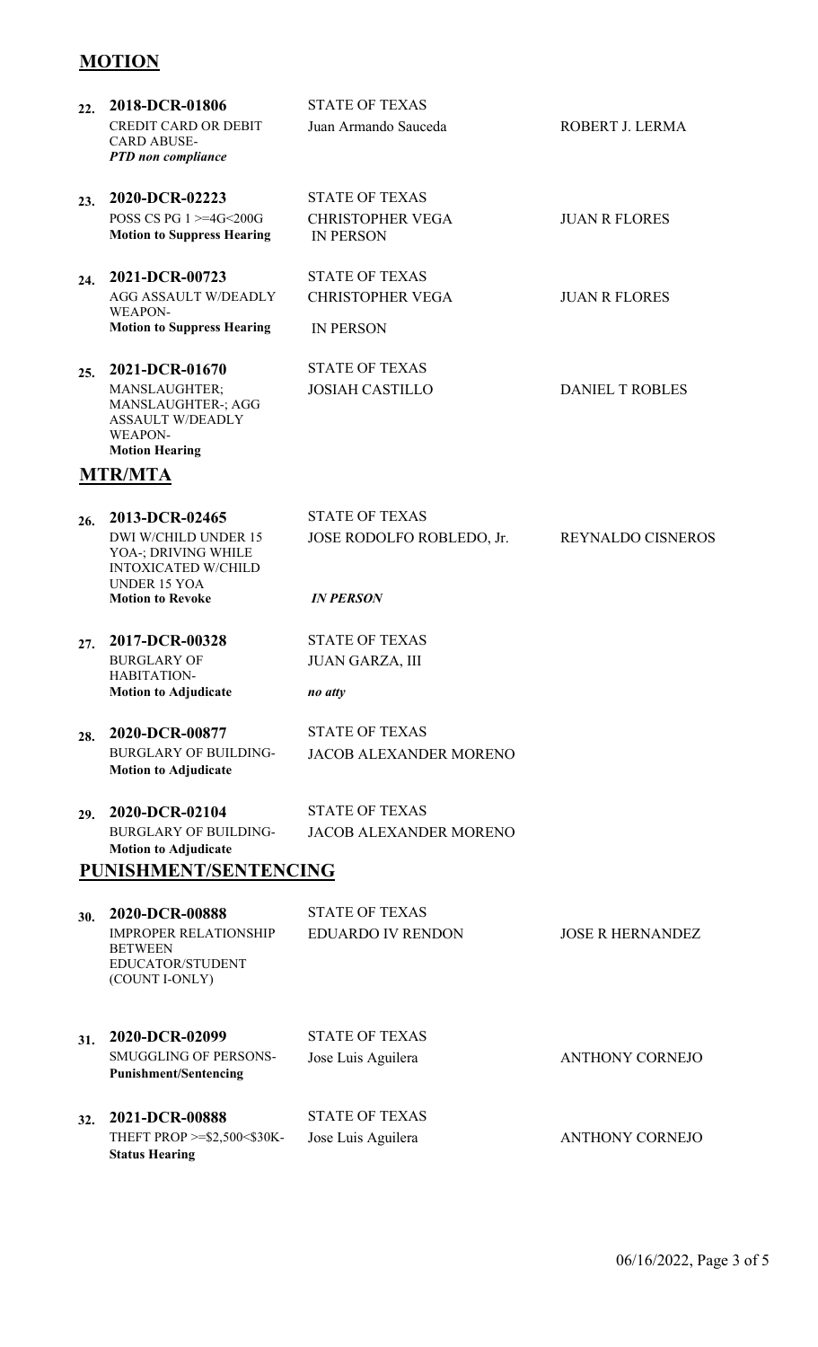## MOTION

| | | | |
|---|---|---|---|
| **22.** | **2018-DCR-01806**<br>CREDIT CARD OR DEBIT CARD ABUSE-<br>***PTD non compliance*** | STATE OF TEXAS<br>Juan Armando Sauceda | ROBERT J. LERMA |
| **23.** | **2020-DCR-02223**<br>POSS CS PG 1 >=4G<200G<br>**Motion to Suppress Hearing** | STATE OF TEXAS<br>CHRISTOPHER VEGA<br>IN PERSON | JUAN R FLORES |
| **24.** | **2021-DCR-00723**<br>AGG ASSAULT W/DEADLY WEAPON-<br>**Motion to Suppress Hearing** | STATE OF TEXAS<br>CHRISTOPHER VEGA<br>IN PERSON | JUAN R FLORES |
| **25.** | **2021-DCR-01670**<br>MANSLAUGHTER; MANSLAUGHTER-; AGG ASSAULT W/DEADLY WEAPON-<br>**Motion Hearing** | STATE OF TEXAS<br>JOSIAH CASTILLO | DANIEL T ROBLES |

## MTR/MTA

| | | | |
|---|---|---|---|
| **26.** | **2013-DCR-02465**<br>DWI W/CHILD UNDER 15 YOA-; DRIVING WHILE INTOXICATED W/CHILD UNDER 15 YOA<br>**Motion to Revoke** | STATE OF TEXAS<br>JOSE RODOLFO ROBLEDO, Jr.<br>***IN PERSON*** | REYNALDO CISNEROS |
| **27.** | **2017-DCR-00328**<br>BURGLARY OF HABITATION-<br>**Motion to Adjudicate** | STATE OF TEXAS<br>JUAN GARZA, III<br>***no atty*** | |
| **28.** | **2020-DCR-00877**<br>BURGLARY OF BUILDING-<br>**Motion to Adjudicate** | STATE OF TEXAS<br>JACOB ALEXANDER MORENO | |
| **29.** | **2020-DCR-02104**<br>BURGLARY OF BUILDING-<br>**Motion to Adjudicate** | STATE OF TEXAS<br>JACOB ALEXANDER MORENO | |

## PUNISHMENT/SENTENCING

| | | | |
|---|---|---|---|
| **30.** | **2020-DCR-00888**<br>IMPROPER RELATIONSHIP BETWEEN EDUCATOR/STUDENT (COUNT I-ONLY) | STATE OF TEXAS<br>EDUARDO IV RENDON | JOSE R HERNANDEZ |
| **31.** | **2020-DCR-02099**<br>SMUGGLING OF PERSONS-<br>**Punishment/Sentencing** | STATE OF TEXAS<br>Jose Luis Aguilera | ANTHONY CORNEJO |
| **32.** | **2021-DCR-00888**<br>THEFT PROP >=$2,500<$30K-<br>**Status Hearing** | STATE OF TEXAS<br>Jose Luis Aguilera | ANTHONY CORNEJO |

06/16/2022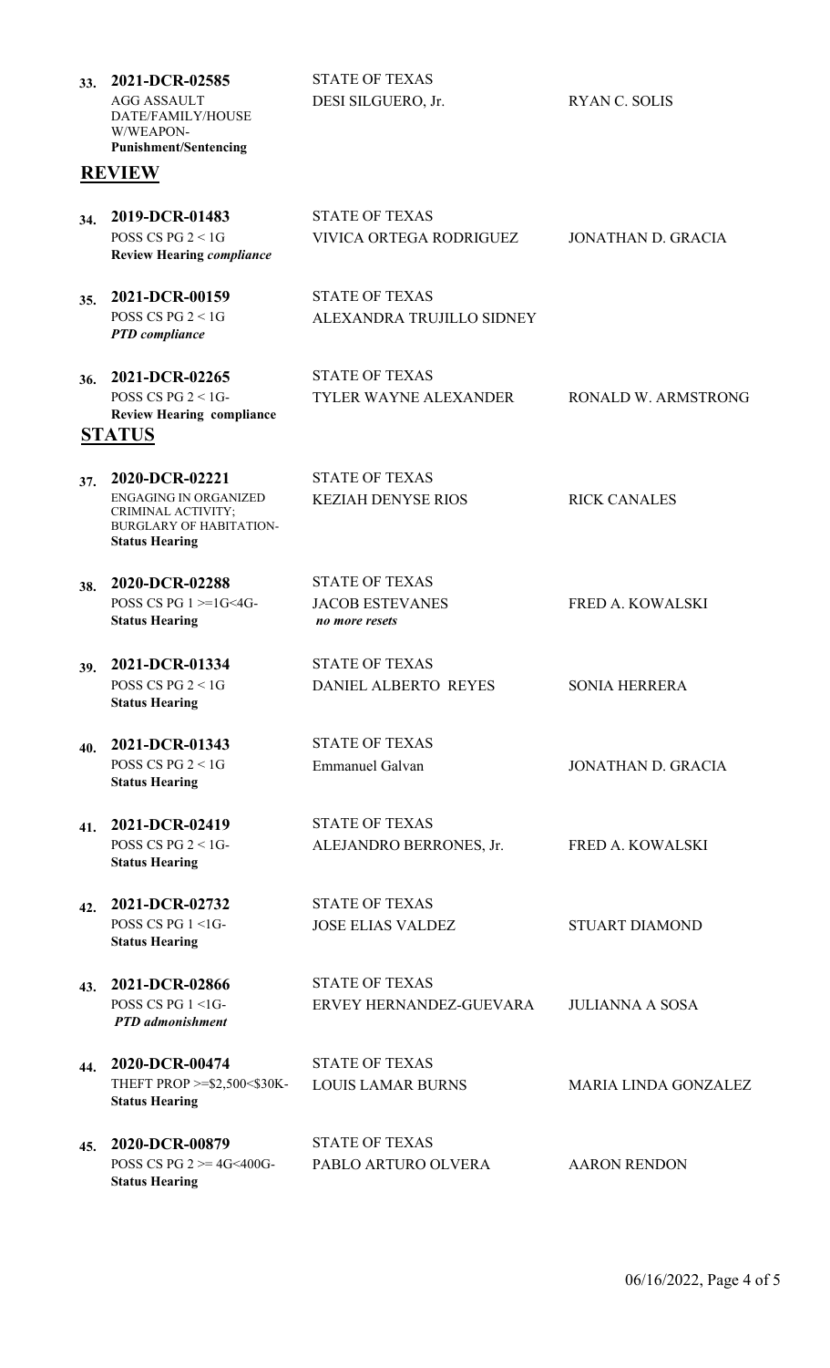| | | | |
|---|---|---|---|
| **33.** | **2021-DCR-02585**<br>AGG ASSAULT DATE/FAMILY/HOUSE W/WEAPON-<br>**Punishment/Sentencing** | STATE OF TEXAS<br>DESI SILGUERO, Jr. | RYAN C. SOLIS |

## REVIEW

| | | | |
|---|---|---|---|
| **34.** | **2019-DCR-01483**<br>POSS CS PG 2 < 1G<br>**Review Hearing *compliance*** | STATE OF TEXAS<br>VIVICA ORTEGA RODRIGUEZ | JONATHAN D. GRACIA |
| **35.** | **2021-DCR-00159**<br>POSS CS PG 2 < 1G<br>***PTD compliance*** | STATE OF TEXAS<br>ALEXANDRA TRUJILLO SIDNEY | |
| **36.** | **2021-DCR-02265**<br>POSS CS PG 2 < 1G-<br>**Review Hearing compliance** | STATE OF TEXAS<br>TYLER WAYNE ALEXANDER | RONALD W. ARMSTRONG |

## STATUS

| | | | |
|---|---|---|---|
| **37.** | **2020-DCR-02221**<br>ENGAGING IN ORGANIZED CRIMINAL ACTIVITY; BURGLARY OF HABITATION-<br>**Status Hearing** | STATE OF TEXAS<br>KEZIAH DENYSE RIOS | RICK CANALES |
| **38.** | **2020-DCR-02288**<br>POSS CS PG 1 >=1G<4G-<br>**Status Hearing** | STATE OF TEXAS<br>JACOB ESTEVANES<br>***no more resets*** | FRED A. KOWALSKI |
| **39.** | **2021-DCR-01334**<br>POSS CS PG 2 < 1G<br>**Status Hearing** | STATE OF TEXAS<br>DANIEL ALBERTO REYES | SONIA HERRERA |
| **40.** | **2021-DCR-01343**<br>POSS CS PG 2 < 1G<br>**Status Hearing** | STATE OF TEXAS<br>Emmanuel Galvan | JONATHAN D. GRACIA |
| **41.** | **2021-DCR-02419**<br>POSS CS PG 2 < 1G-<br>**Status Hearing** | STATE OF TEXAS<br>ALEJANDRO BERRONES, Jr. | FRED A. KOWALSKI |
| **42.** | **2021-DCR-02732**<br>POSS CS PG 1 <1G-<br>**Status Hearing** | STATE OF TEXAS<br>JOSE ELIAS VALDEZ | STUART DIAMOND |
| **43.** | **2021-DCR-02866**<br>POSS CS PG 1 <1G-<br>***PTD admonishment*** | STATE OF TEXAS<br>ERVEY HERNANDEZ-GUEVARA | JULIANNA A SOSA |
| **44.** | **2020-DCR-00474**<br>THEFT PROP >=$2,500<$30K-<br>**Status Hearing** | STATE OF TEXAS<br>LOUIS LAMAR BURNS | MARIA LINDA GONZALEZ |
| **45.** | **2020-DCR-00879**<br>POSS CS PG 2 >= 4G<400G-<br>**Status Hearing** | STATE OF TEXAS<br>PABLO ARTURO OLVERA | AARON RENDON |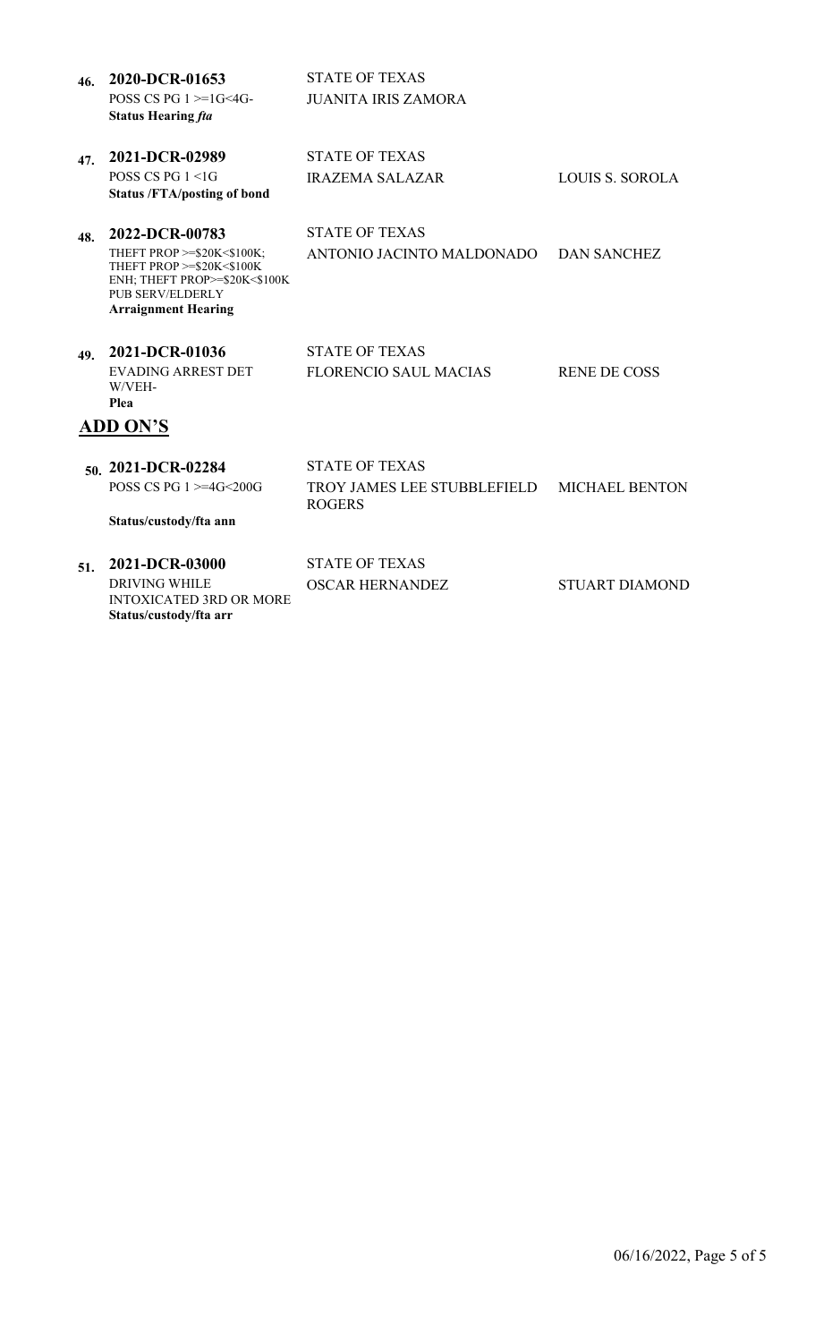| | | | |
|---|---|---|---|
| **46.** | **2020-DCR-01653**<br>POSS CS PG 1 >=1G<4G-<br>**Status Hearing *fta*** | STATE OF TEXAS<br>JUANITA IRIS ZAMORA | |
| **47.** | **2021-DCR-02989**<br>POSS CS PG 1 <1G<br>**Status /FTA/posting of bond** | STATE OF TEXAS<br>IRAZEMA SALAZAR | LOUIS S. SOROLA |
| **48.** | **2022-DCR-00783**<br>THEFT PROP >=$20K<$100K; THEFT PROP >=$20K<$100K ENH; THEFT PROP>=$20K<$100K PUB SERV/ELDERLY<br>**Arraignment Hearing** | STATE OF TEXAS<br>ANTONIO JACINTO MALDONADO | DAN SANCHEZ |
| **49.** | **2021-DCR-01036**<br>EVADING ARREST DET W/VEH-<br>**Plea** | STATE OF TEXAS<br>FLORENCIO SAUL MACIAS | RENE DE COSS |

## ADD ON'S

| | | | |
|---|---|---|---|
| **50.** | **2021-DCR-02284**<br>POSS CS PG 1 >=4G<200G<br>**Status/custody/fta ann** | STATE OF TEXAS<br>TROY JAMES LEE STUBBLEFIELD ROGERS | MICHAEL BENTON |
| **51.** | **2021-DCR-03000**<br>DRIVING WHILE INTOXICATED 3RD OR MORE<br>**Status/custody/fta arr** | STATE OF TEXAS<br>OSCAR HERNANDEZ | STUART DIAMOND |

06/16/2022